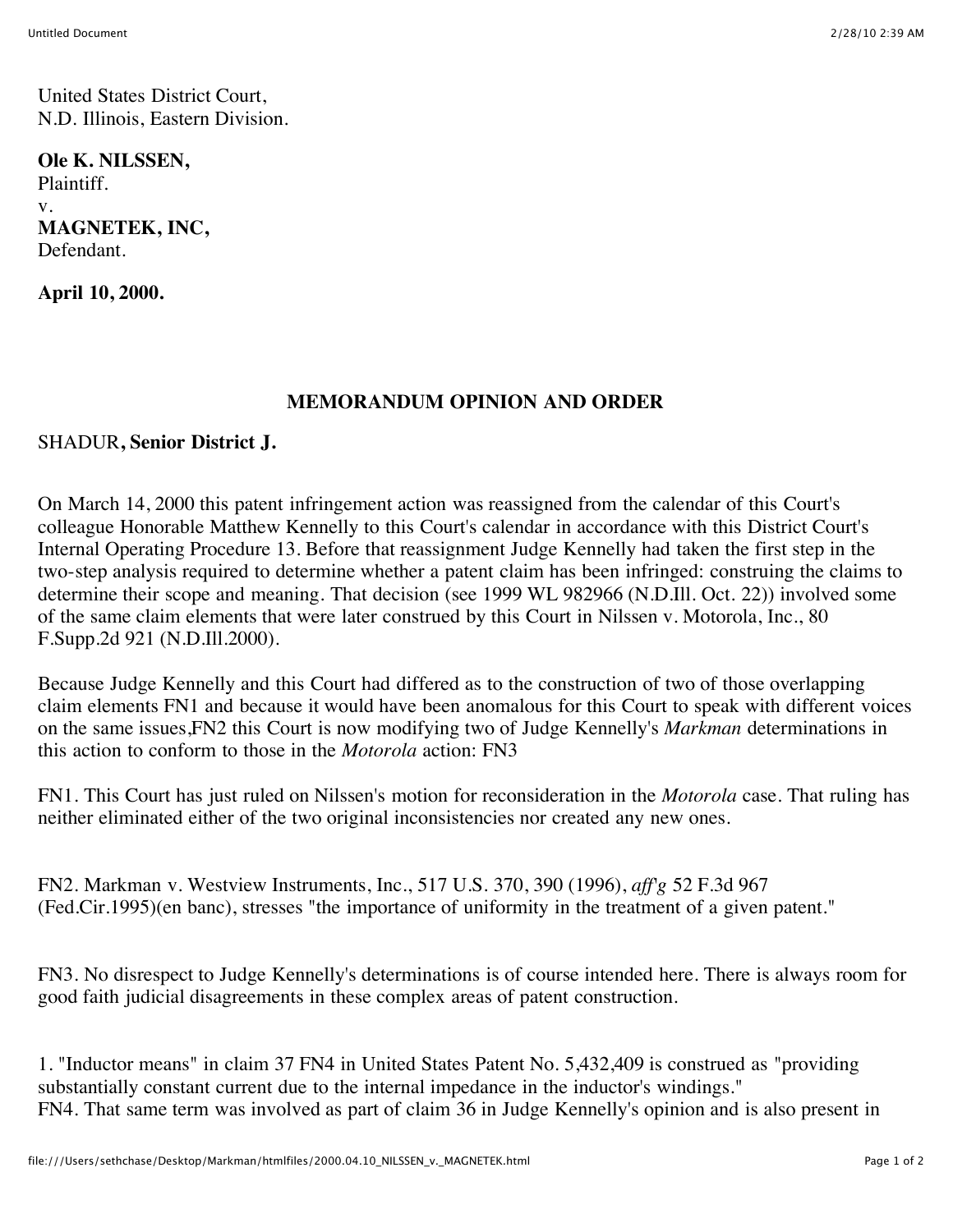United States District Court,
N.D. Illinois, Eastern Division.

**Ole K. NILSSEN,**
Plaintiff.
v.
**MAGNETEK, INC,**
Defendant.

**April 10, 2000.**

## MEMORANDUM OPINION AND ORDER

SHADUR**, Senior District J.**

On March 14, 2000 this patent infringement action was reassigned from the calendar of this Court's colleague Honorable Matthew Kennelly to this Court's calendar in accordance with this District Court's Internal Operating Procedure 13. Before that reassignment Judge Kennelly had taken the first step in the two-step analysis required to determine whether a patent claim has been infringed: construing the claims to determine their scope and meaning. That decision (see 1999 WL 982966 (N.D.Ill. Oct. 22)) involved some of the same claim elements that were later construed by this Court in Nilssen v. Motorola, Inc., 80 F.Supp.2d 921 (N.D.Ill.2000).

Because Judge Kennelly and this Court had differed as to the construction of two of those overlapping claim elements FN1 and because it would have been anomalous for this Court to speak with different voices on the same issues,FN2 this Court is now modifying two of Judge Kennelly's *Markman* determinations in this action to conform to those in the *Motorola* action: FN3

FN1. This Court has just ruled on Nilssen's motion for reconsideration in the *Motorola* case. That ruling has neither eliminated either of the two original inconsistencies nor created any new ones.

FN2. Markman v. Westview Instruments, Inc., 517 U.S. 370, 390 (1996), *aff'g* 52 F.3d 967 (Fed.Cir.1995)(en banc), stresses "the importance of uniformity in the treatment of a given patent."

FN3. No disrespect to Judge Kennelly's determinations is of course intended here. There is always room for good faith judicial disagreements in these complex areas of patent construction.

1. "Inductor means" in claim 37 FN4 in United States Patent No. 5,432,409 is construed as "providing substantially constant current due to the internal impedance in the inductor's windings."
FN4. That same term was involved as part of claim 36 in Judge Kennelly's opinion and is also present in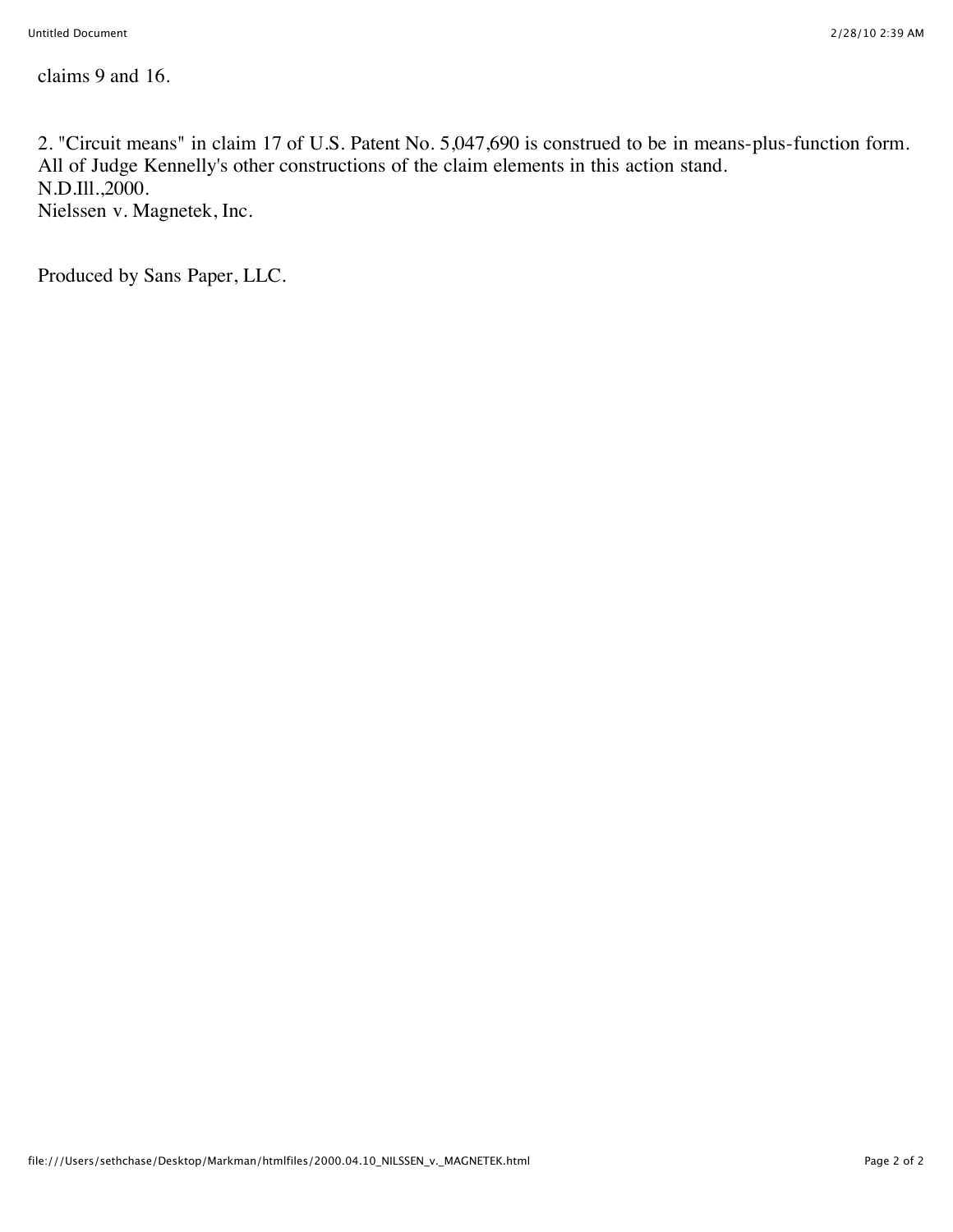claims 9 and 16.

2. "Circuit means" in claim 17 of U.S. Patent No. 5,047,690 is construed to be in means-plus-function form. All of Judge Kennelly's other constructions of the claim elements in this action stand.
N.D.Ill.,2000.
Nielssen v. Magnetek, Inc.

Produced by Sans Paper, LLC.